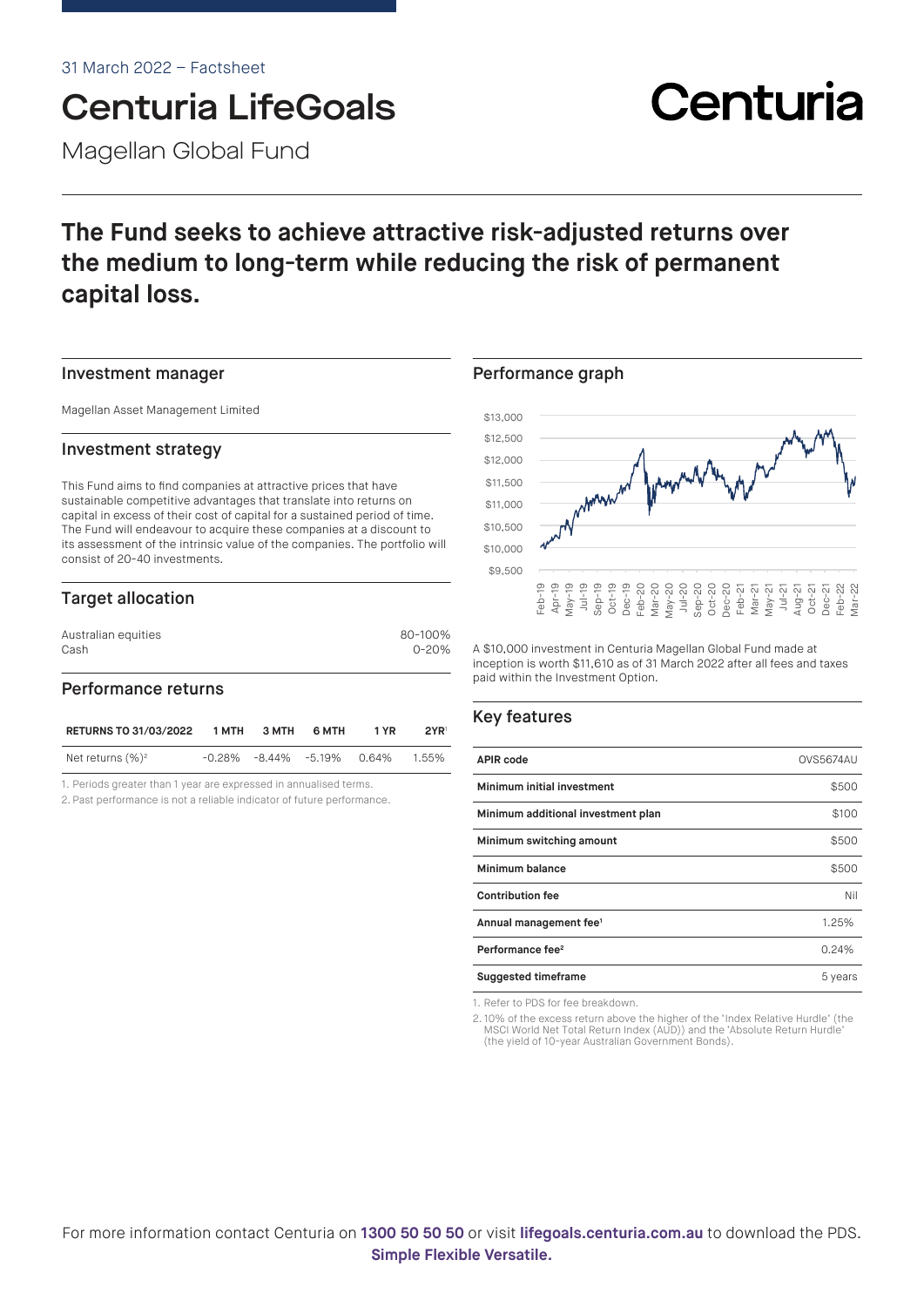31 March 2022 – Factsheet

# Centuria LifeGoals

Magellan Global Fund

Centuria

## The Fund seeks to achieve attractive risk-adjusted returns over the medium to long-term while reducing the risk of permanent capital loss.

### Investment manager

Magellan Asset Management Limited

### Investment strategy

This Fund aims to find companies at attractive prices that have sustainable competitive advantages that translate into returns on capital in excess of their cost of capital for a sustained period of time. The Fund will endeavour to acquire these companies at a discount to its assessment of the intrinsic value of the companies. The portfolio will consist of 20-40 investments.

### Target allocation

| | |
|---|---|
| Australian equities | 80-100% |
| Cash | 0-20% |

### Performance returns

| RETURNS TO 31/03/2022 | 1 MTH | 3 MTH | 6 MTH | 1 YR | 2YR[1] |
|---|---|---|---|---|---|
| Net returns (%)[2] | -0.28% | -8.44% | -5.19% | 0.64% | 1.55% |

1. Periods greater than 1 year are expressed in annualised terms.
2. Past performance is not a reliable indicator of future performance.

### Performance graph

A $10,000 investment in Centuria Magellan Global Fund made at inception is worth $11,610 as of 31 March 2022 after all fees and taxes paid within the Investment Option.

### Key features

| | |
|---|---|
| **APIR code** | OVS5674AU |
| **Minimum initial investment** | $500 |
| **Minimum additional investment plan** | $100 |
| **Minimum switching amount** | $500 |
| **Minimum balance** | $500 |
| **Contribution fee** | Nil |
| **Annual management fee[1]** | 1.25% |
| **Performance fee[2]** | 0.24% |
| **Suggested timeframe** | 5 years |

1. Refer to PDS for fee breakdown.
2. 10% of the excess return above the higher of the 'Index Relative Hurdle' (the MSCI World Net Total Return Index (AUD)) and the 'Absolute Return Hurdle' (the yield of 10-year Australian Government Bonds).

For more information contact Centuria on **1300 50 50 50** or visit **lifegoals.centuria.com.au** to download the PDS.

**Simple Flexible Versatile.**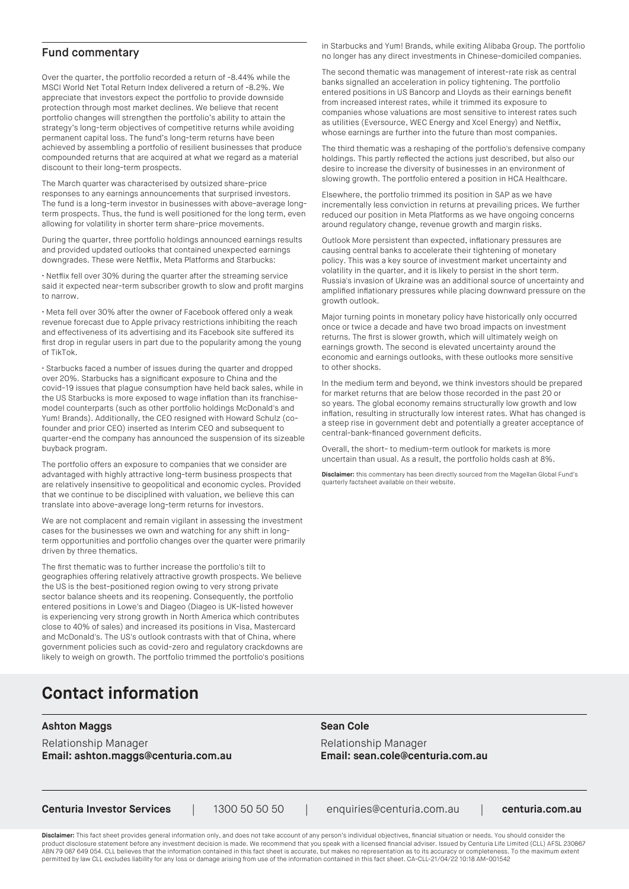## Fund commentary

Over the quarter, the portfolio recorded a return of -8.44% while the MSCI World Net Total Return Index delivered a return of -8.2%. We appreciate that investors expect the portfolio to provide downside protection through most market declines. We believe that recent portfolio changes will strengthen the portfolio's ability to attain the strategy's long-term objectives of competitive returns while avoiding permanent capital loss. The fund's long-term returns have been achieved by assembling a portfolio of resilient businesses that produce compounded returns that are acquired at what we regard as a material discount to their long-term prospects.

The March quarter was characterised by outsized share-price responses to any earnings announcements that surprised investors. The fund is a long-term investor in businesses with above-average long-term prospects. Thus, the fund is well positioned for the long term, even allowing for volatility in shorter term share-price movements.

During the quarter, three portfolio holdings announced earnings results and provided updated outlooks that contained unexpected earnings downgrades. These were Netflix, Meta Platforms and Starbucks:

- Netflix fell over 30% during the quarter after the streaming service said it expected near-term subscriber growth to slow and profit margins to narrow.
- Meta fell over 30% after the owner of Facebook offered only a weak revenue forecast due to Apple privacy restrictions inhibiting the reach and effectiveness of its advertising and its Facebook site suffered its first drop in regular users in part due to the popularity among the young of TikTok.
- Starbucks faced a number of issues during the quarter and dropped over 20%. Starbucks has a significant exposure to China and the covid-19 issues that plague consumption have held back sales, while in the US Starbucks is more exposed to wage inflation than its franchise-model counterparts (such as other portfolio holdings McDonald's and Yum! Brands). Additionally, the CEO resigned with Howard Schulz (co-founder and prior CEO) inserted as Interim CEO and subsequent to quarter-end the company has announced the suspension of its sizeable buyback program.

The portfolio offers an exposure to companies that we consider are advantaged with highly attractive long-term business prospects that are relatively insensitive to geopolitical and economic cycles. Provided that we continue to be disciplined with valuation, we believe this can translate into above-average long-term returns for investors.

We are not complacent and remain vigilant in assessing the investment cases for the businesses we own and watching for any shift in long-term opportunities and portfolio changes over the quarter were primarily driven by three thematics.

The first thematic was to further increase the portfolio's tilt to geographies offering relatively attractive growth prospects. We believe the US is the best-positioned region owing to very strong private sector balance sheets and its reopening. Consequently, the portfolio entered positions in Lowe's and Diageo (Diageo is UK-listed however is experiencing very strong growth in North America which contributes close to 40% of sales) and increased its positions in Visa, Mastercard and McDonald's. The US's outlook contrasts with that of China, where government policies such as covid-zero and regulatory crackdowns are likely to weigh on growth. The portfolio trimmed the portfolio's positions in Starbucks and Yum! Brands, while exiting Alibaba Group. The portfolio no longer has any direct investments in Chinese-domiciled companies.

The second thematic was management of interest-rate risk as central banks signalled an acceleration in policy tightening. The portfolio entered positions in US Bancorp and Lloyds as their earnings benefit from increased interest rates, while it trimmed its exposure to companies whose valuations are most sensitive to interest rates such as utilities (Eversource, WEC Energy and Xcel Energy) and Netflix, whose earnings are further into the future than most companies.

The third thematic was a reshaping of the portfolio's defensive company holdings. This partly reflected the actions just described, but also our desire to increase the diversity of businesses in an environment of slowing growth. The portfolio entered a position in HCA Healthcare.

Elsewhere, the portfolio trimmed its position in SAP as we have incrementally less conviction in returns at prevailing prices. We further reduced our position in Meta Platforms as we have ongoing concerns around regulatory change, revenue growth and margin risks.

Outlook More persistent than expected, inflationary pressures are causing central banks to accelerate their tightening of monetary policy. This was a key source of investment market uncertainty and volatility in the quarter, and it is likely to persist in the short term. Russia's invasion of Ukraine was an additional source of uncertainty and amplified inflationary pressures while placing downward pressure on the growth outlook.

Major turning points in monetary policy have historically only occurred once or twice a decade and have two broad impacts on investment returns. The first is slower growth, which will ultimately weigh on earnings growth. The second is elevated uncertainty around the economic and earnings outlooks, with these outlooks more sensitive to other shocks.

In the medium term and beyond, we think investors should be prepared for market returns that are below those recorded in the past 20 or so years. The global economy remains structurally low growth and low inflation, resulting in structurally low interest rates. What has changed is a steep rise in government debt and potentially a greater acceptance of central-bank-financed government deficits.

Overall, the short- to medium-term outlook for markets is more uncertain than usual. As a result, the portfolio holds cash at 8%.

**Disclaimer:** this commentary has been directly sourced from the Magellan Global Fund's quarterly factsheet available on their website.

# Contact information

**Ashton Maggs**
Relationship Manager
**Email: ashton.maggs@centuria.com.au**

**Sean Cole**
Relationship Manager
**Email: sean.cole@centuria.com.au**

**Centuria Investor Services** | 1300 50 50 50 | enquiries@centuria.com.au | **centuria.com.au**

**Disclaimer:** This fact sheet provides general information only, and does not take account of any person's individual objectives, financial situation or needs. You should consider the product disclosure statement before any investment decision is made. We recommend that you speak with a licensed financial adviser. Issued by Centuria Life Limited (CLL) AFSL 230867 ABN 79 087 649 054. CLL believes that the information contained in this fact sheet is accurate, but makes no representation as to its accuracy or completeness. To the maximum extent permitted by law CLL excludes liability for any loss or damage arising from use of the information contained in this fact sheet. CA-CLL-21/04/22 10:18 AM-001542